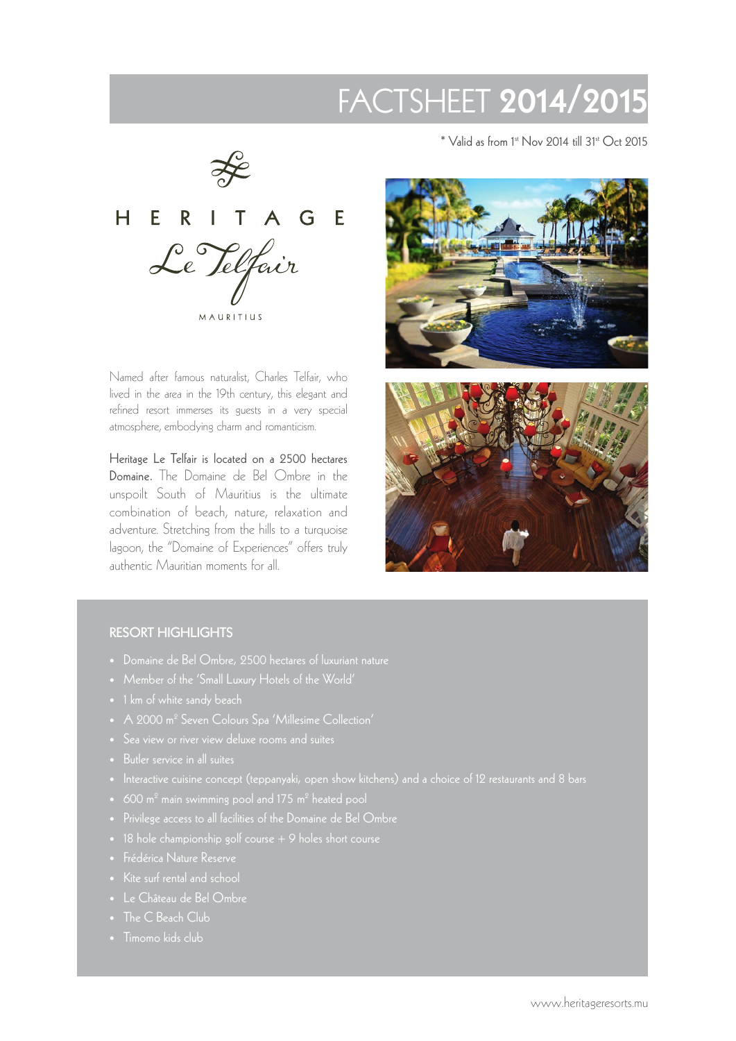# FACTSHEET **2014/2015**

\* Valid as from 1st Nov 2014 till 31st Oct 2015

HERITAGE
Le Telfair
MAURITIUS

Named after famous naturalist, Charles Telfair, who lived in the area in the 19th century, this elegant and refined resort immerses its guests in a very special atmosphere, embodying charm and romanticism.

Heritage Le Telfair is located on a 2500 hectares Domaine. The Domaine de Bel Ombre in the unspoilt South of Mauritius is the ultimate combination of beach, nature, relaxation and adventure. Stretching from the hills to a turquoise lagoon, the "Domaine of Experiences" offers truly authentic Mauritian moments for all.

## RESORT HIGHLIGHTS

- Domaine de Bel Ombre, 2500 hectares of luxuriant nature
- Member of the 'Small Luxury Hotels of the World'
- 1 km of white sandy beach
- A 2000 m² Seven Colours Spa 'Millesime Collection'
- Sea view or river view deluxe rooms and suites
- Butler service in all suites
- Interactive cuisine concept (teppanyaki, open show kitchens) and a choice of 12 restaurants and 8 bars
- 600 m² main swimming pool and 175 m² heated pool
- Privilege access to all facilities of the Domaine de Bel Ombre
- 18 hole championship golf course + 9 holes short course
- Frédérica Nature Reserve
- Kite surf rental and school
- Le Château de Bel Ombre
- The C Beach Club
- Timomo kids club

www.heritageresorts.mu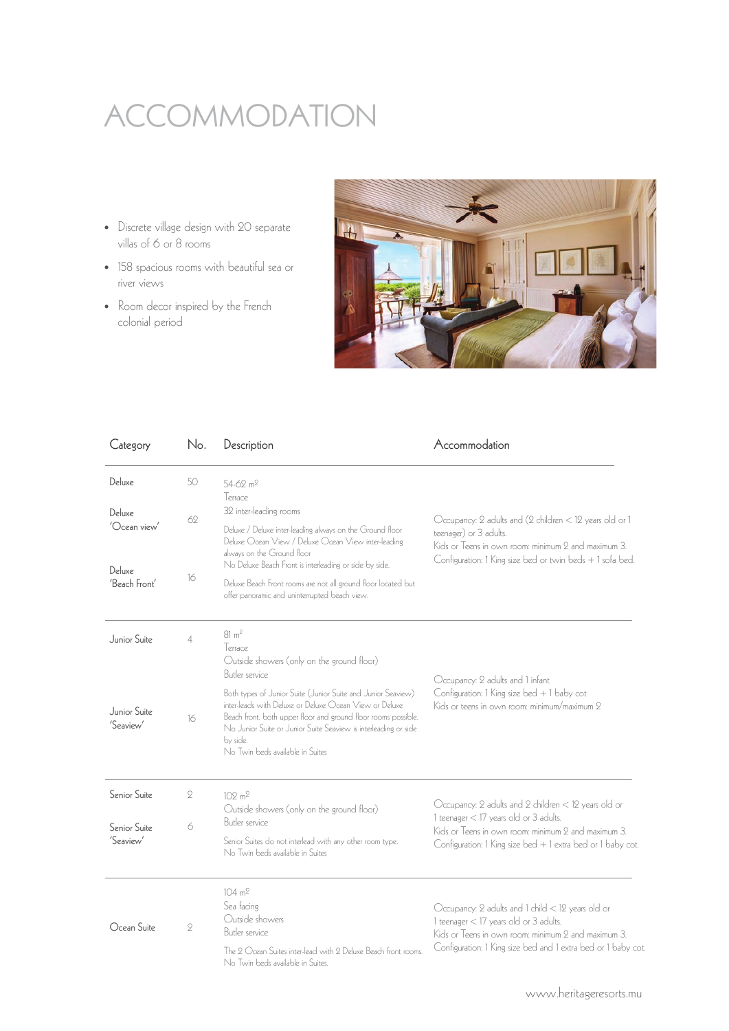# ACCOMMODATION

- Discrete village design with 20 separate villas of 6 or 8 rooms
- 158 spacious rooms with beautiful sea or river views
- Room decor inspired by the French colonial period

| Category | No. | Description | Accommodation |
|---|---|---|---|
| Deluxe | 50 | 54-62 $m^2$<br>Terrace<br>32 inter-leading rooms<br>Deluxe / Deluxe inter-leading always on the Ground floor<br>Deluxe Ocean View / Deluxe Ocean View inter-leading always on the Ground floor<br>No Deluxe Beach Front is interleading or side by side.<br>Deluxe Beach Front rooms are not all ground floor located but offer panoramic and uninterrupted beach view. | Occupancy: 2 adults and (2 children < 12 years old or 1 teenager) or 3 adults.<br>Kids or Teens in own room: minimum 2 and maximum 3.<br>Configuration: 1 King size bed or twin beds + 1 sofa bed. |
| Deluxe 'Ocean view' | 62 | | |
| Deluxe 'Beach Front' | 16 | | |
| Junior Suite | 4 | 81 $m^2$<br>Terrace<br>Outside showers (only on the ground floor)<br>Butler service<br>Both types of Junior Suite (Junior Suite and Junior Seaview) inter-leads with Deluxe or Deluxe Ocean View or Deluxe Beach front, both upper floor and ground floor rooms possible.<br>No Junior Suite or Junior Suite Seaview is interleading or side by side.<br>No Twin beds available in Suites | Occupancy: 2 adults and 1 infant<br>Configuration: 1 King size bed + 1 baby cot<br>Kids or teens in own room: minimum/maximum 2 |
| Junior Suite 'Seaview' | 16 | | |
| Senior Suite | 2 | 102 $m^2$<br>Outside showers (only on the ground floor)<br>Butler service<br>Senior Suites do not interlead with any other room type.<br>No Twin beds available in Suites | Occupancy: 2 adults and 2 children < 12 years old or 1 teenager < 17 years old or 3 adults.<br>Kids or Teens in own room: minimum 2 and maximum 3.<br>Configuration: 1 King size bed + 1 extra bed or 1 baby cot. |
| Senior Suite 'Seaview' | 6 | | |
| Ocean Suite | 2 | 104 $m^2$<br>Sea facing<br>Outside showers<br>Butler service<br>The 2 Ocean Suites inter-lead with 2 Deluxe Beach front rooms.<br>No Twin beds available in Suites. | Occupancy: 2 adults and 1 child < 12 years old or 1 teenager < 17 years old or 3 adults.<br>Kids or Teens in own room: minimum 2 and maximum 3.<br>Configuration: 1 King size bed and 1 extra bed or 1 baby cot. |

www.heritageresorts.mu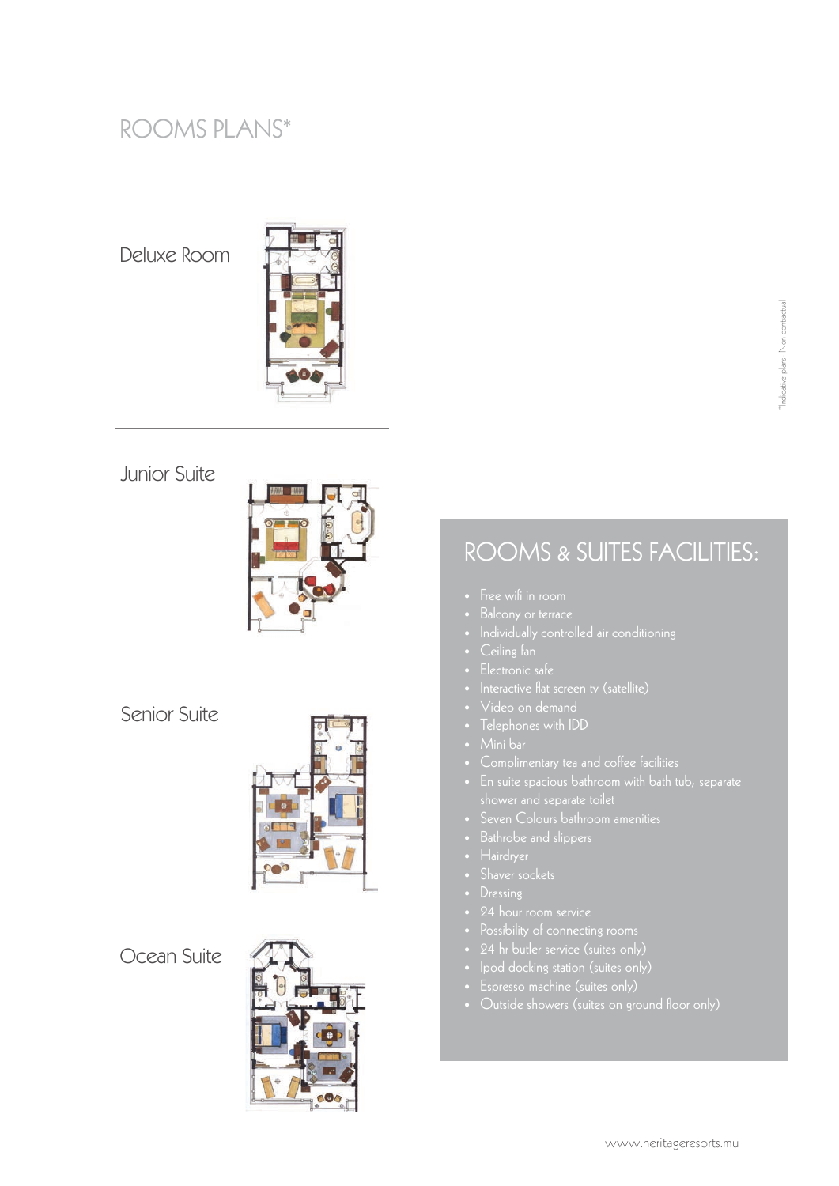# ROOMS PLANS*

## Deluxe Room

## Junior Suite

## Senior Suite

## Ocean Suite

*Indicative plans - Non contractual

## ROOMS & SUITES FACILITIES:

- Free wifi in room
- Balcony or terrace
- Individually controlled air conditioning
- Ceiling fan
- Electronic safe
- Interactive flat screen tv (satellite)
- Video on demand
- Telephones with IDD
- Mini bar
- Complimentary tea and coffee facilities
- En suite spacious bathroom with bath tub, separate shower and separate toilet
- Seven Colours bathroom amenities
- Bathrobe and slippers
- Hairdryer
- Shaver sockets
- Dressing
- 24 hour room service
- Possibility of connecting rooms
- 24 hr butler service (suites only)
- Ipod docking station (suites only)
- Espresso machine (suites only)
- Outside showers (suites on ground floor only)

www.heritageresorts.mu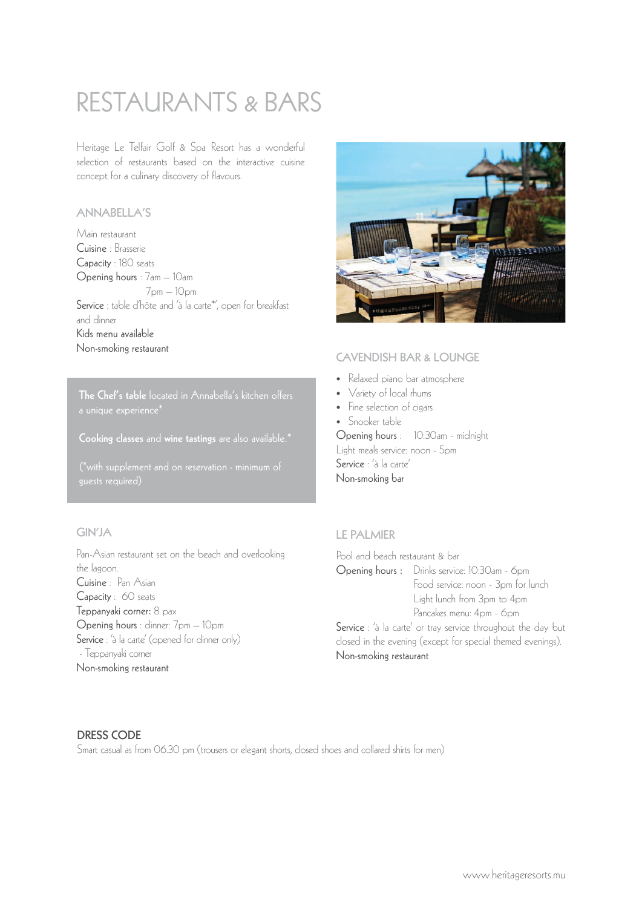# RESTAURANTS & BARS

Heritage Le Telfair Golf & Spa Resort has a wonderful selection of restaurants based on the interactive cuisine concept for a culinary discovery of flavours.

## ANNABELLA'S

Main restaurant
Cuisine : Brasserie
Capacity : 180 seats
Opening hours : 7am – 10am
7pm – 10pm
Service : table d'hôte and 'à la carte*', open for breakfast and dinner
Kids menu available
Non-smoking restaurant

**The Chef's table** located in Annabella's kitchen offers a unique experience*

**Cooking classes** and **wine tastings** are also available.*

(*with supplement and on reservation - minimum of guests required)

## CAVENDISH BAR & LOUNGE

- Relaxed piano bar atmosphere
- Variety of local rhums
- Fine selection of cigars
- Snooker table

Opening hours : 10:30am - midnight
Light meals service: noon - 5pm
Service : 'à la carte'
Non-smoking bar

## GIN'JA

Pan-Asian restaurant set on the beach and overlooking the lagoon.
Cuisine : Pan Asian
Capacity : 60 seats
Teppanyaki corner: 8 pax
Opening hours : dinner: 7pm – 10pm
Service : 'à la carte' (opened for dinner only)
- Teppanyaki corner
Non-smoking restaurant

## LE PALMIER

Pool and beach restaurant & bar
Opening hours : Drinks service: 10:30am - 6pm
Food service: noon - 3pm for lunch
Light lunch from 3pm to 4pm
Pancakes menu: 4pm - 6pm
Service : 'à la carte' or tray service throughout the day but closed in the evening (except for special themed evenings).
Non-smoking restaurant

## DRESS CODE

Smart casual as from 06.30 pm (trousers or elegant shorts, closed shoes and collared shirts for men)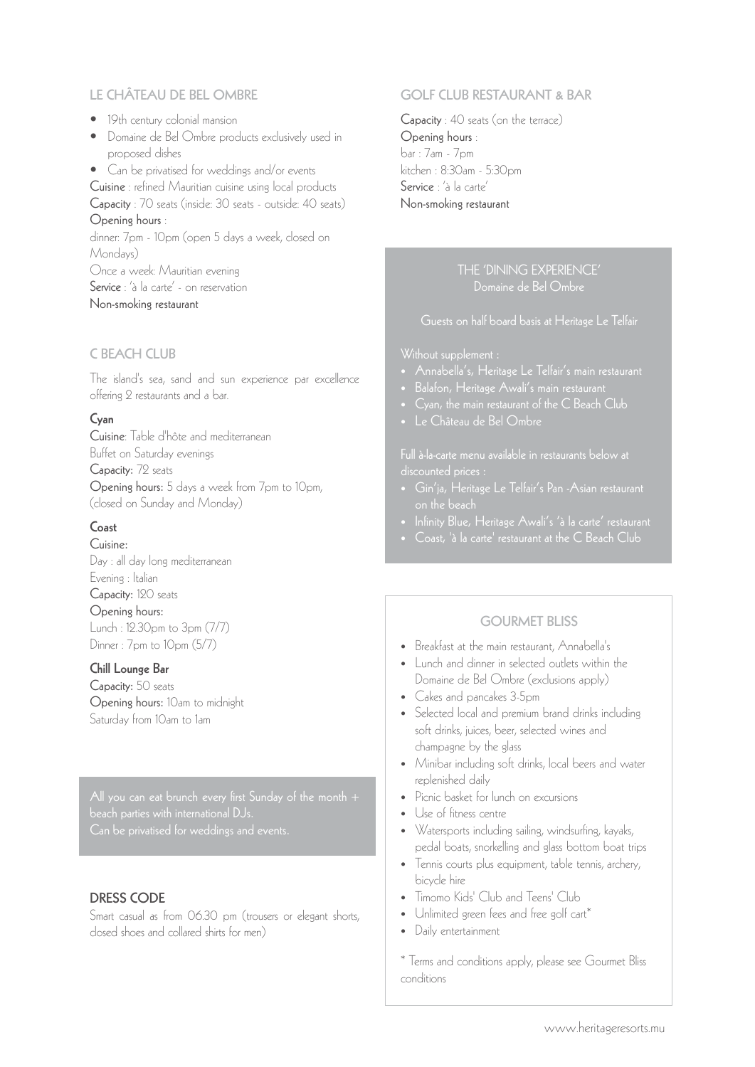## LE CHÂTEAU DE BEL OMBRE

- 19th century colonial mansion
- Domaine de Bel Ombre products exclusively used in proposed dishes
- Can be privatised for weddings and/or events

**Cuisine** : refined Mauritian cuisine using local products
**Capacity** : 70 seats (inside: 30 seats - outside: 40 seats)
**Opening hours** :
dinner: 7pm - 10pm (open 5 days a week, closed on Mondays)
Once a week: Mauritian evening
**Service** : 'à la carte' - on reservation
**Non-smoking restaurant**

## C BEACH CLUB

The island's sea, sand and sun experience par excellence offering 2 restaurants and a bar.

### Cyan

**Cuisine**: Table d'hôte and mediterranean
Buffet on Saturday evenings
**Capacity:** 72 seats
**Opening hours:** 5 days a week from 7pm to 10pm, (closed on Sunday and Monday)

### Coast

**Cuisine:**
Day : all day long mediterranean
Evening : Italian
**Capacity:** 120 seats
**Opening hours:**
Lunch : 12.30pm to 3pm (7/7)
Dinner : 7pm to 10pm (5/7)

### Chill Lounge Bar

**Capacity:** 50 seats
**Opening hours:** 10am to midnight
Saturday from 10am to 1am

All you can eat brunch every first Sunday of the month + beach parties with international DJs.
Can be privatised for weddings and events.

## DRESS CODE

Smart casual as from 06.30 pm (trousers or elegant shorts, closed shoes and collared shirts for men)

## GOLF CLUB RESTAURANT & BAR

**Capacity** : 40 seats (on the terrace)
**Opening hours** :
bar : 7am - 7pm
kitchen : 8:30am - 5:30pm
**Service** : 'à la carte'
**Non-smoking restaurant**

## THE 'DINING EXPERIENCE'

Domaine de Bel Ombre

Guests on half board basis at Heritage Le Telfair

Without supplement :

- Annabella's, Heritage Le Telfair's main restaurant
- Balafon, Heritage Awali's main restaurant
- Cyan, the main restaurant of the C Beach Club
- Le Château de Bel Ombre

Full à-la-carte menu available in restaurants below at discounted prices :

- Gin'ja, Heritage Le Telfair's Pan -Asian restaurant on the beach
- Infinity Blue, Heritage Awali's 'à la carte' restaurant
- Coast, 'à la carte' restaurant at the C Beach Club

## GOURMET BLISS

- Breakfast at the main restaurant, Annabella's
- Lunch and dinner in selected outlets within the Domaine de Bel Ombre (exclusions apply)
- Cakes and pancakes 3-5pm
- Selected local and premium brand drinks including soft drinks, juices, beer, selected wines and champagne by the glass
- Minibar including soft drinks, local beers and water replenished daily
- Picnic basket for lunch on excursions
- Use of fitness centre
- Watersports including sailing, windsurfing, kayaks, pedal boats, snorkelling and glass bottom boat trips
- Tennis courts plus equipment, table tennis, archery, bicycle hire
- Timomo Kids' Club and Teens' Club
- Unlimited green fees and free golf cart*
- Daily entertainment

\* Terms and conditions apply, please see Gourmet Bliss conditions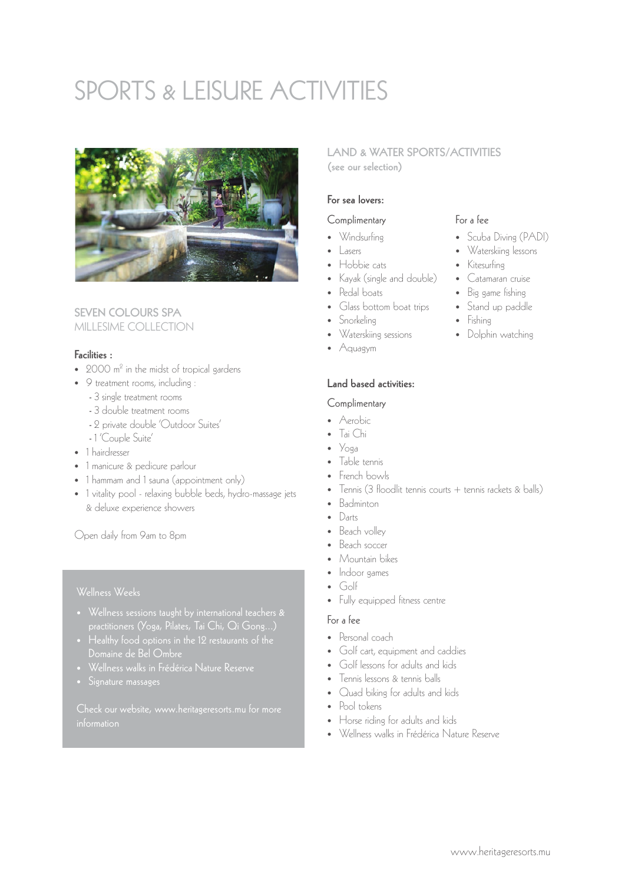# SPORTS & LEISURE ACTIVITIES

## SEVEN COLOURS SPA

MILLESIME COLLECTION

**Facilities :**

- 2000 $m^2$ in the midst of tropical gardens
- 9 treatment rooms, including :
  - 3 single treatment rooms
  - 3 double treatment rooms
  - 2 private double 'Outdoor Suites'
  - 1 'Couple Suite'
- 1 hairdresser
- 1 manicure & pedicure parlour
- 1 hammam and 1 sauna (appointment only)
- 1 vitality pool - relaxing bubble beds, hydro-massage jets & deluxe experience showers

Open daily from 9am to 8pm

### Wellness Weeks

- Wellness sessions taught by international teachers & practitioners (Yoga, Pilates, Tai Chi, Qi Gong...)
- Healthy food options in the 12 restaurants of the Domaine de Bel Ombre
- Wellness walks in Frédérica Nature Reserve
- Signature massages

Check our website, www.heritageresorts.mu for more information

## LAND & WATER SPORTS/ACTIVITIES

(see our selection)

### For sea lovers:

**Complimentary**

- Windsurfing
- Lasers
- Hobbie cats
- Kayak (single and double)
- Pedal boats
- Glass bottom boat trips
- Snorkeling
- Waterskiing sessions
- Aquagym

**For a fee**

- Scuba Diving (PADI)
- Waterskiing lessons
- Kitesurfing
- Catamaran cruise
- Big game fishing
- Stand up paddle
- Fishing
- Dolphin watching

### Land based activities:

**Complimentary**

- Aerobic
- Tai Chi
- Yoga
- Table tennis
- French bowls
- Tennis (3 floodlit tennis courts + tennis rackets & balls)
- Badminton
- Darts
- Beach volley
- Beach soccer
- Mountain bikes
- Indoor games
- Golf
- Fully equipped fitness centre

**For a fee**

- Personal coach
- Golf cart, equipment and caddies
- Golf lessons for adults and kids
- Tennis lessons & tennis balls
- Quad biking for adults and kids
- Pool tokens
- Horse riding for adults and kids
- Wellness walks in Frédérica Nature Reserve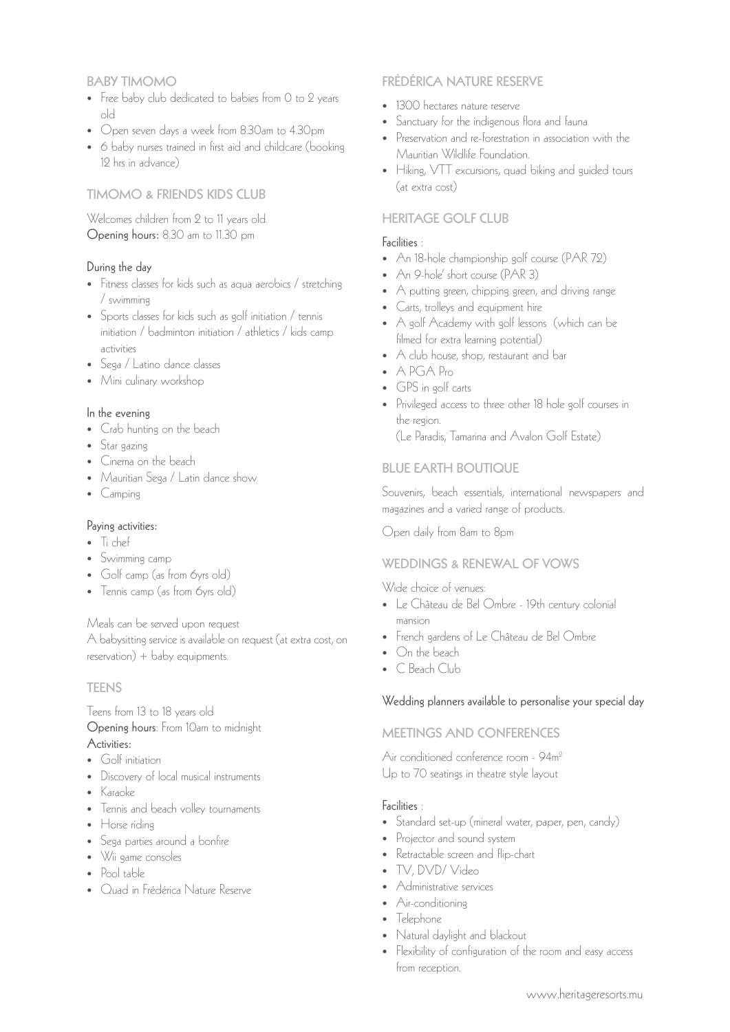## BABY TIMOMO

- Free baby club dedicated to babies from 0 to 2 years old
- Open seven days a week from 8.30am to 4.30pm
- 6 baby nurses trained in first aid and childcare (booking 12 hrs in advance)

## TIMOMO & FRIENDS KIDS CLUB

Welcomes children from 2 to 11 years old.
**Opening hours:** 8.30 am to 11.30 pm

### During the day

- Fitness classes for kids such as aqua aerobics / stretching / swimming
- Sports classes for kids such as golf initiation / tennis initiation / badminton initiation / athletics / kids camp activities
- Sega / Latino dance classes
- Mini culinary workshop

### In the evening

- Crab hunting on the beach
- Star gazing
- Cinema on the beach
- Mauritian Sega / Latin dance show
- Camping

### Paying activities:

- Ti chef
- Swimming camp
- Golf camp (as from 6yrs old)
- Tennis camp (as from 6yrs old)

Meals can be served upon request
A babysitting service is available on request (at extra cost, on reservation) + baby equipments.

## TEENS

Teens from 13 to 18 years old
**Opening hours**: From 10am to midnight
**Activities:**

- Golf initiation
- Discovery of local musical instruments
- Karaoke
- Tennis and beach volley tournaments
- Horse riding
- Sega parties around a bonfire
- Wii game consoles
- Pool table
- Quad in Frédérica Nature Reserve

## FRÉDÉRICA NATURE RESERVE

- 1300 hectares nature reserve
- Sanctuary for the indigenous flora and fauna
- Preservation and re-forestration in association with the Mauritian Wildlife Foundation.
- Hiking, VTT excursions, quad biking and guided tours (at extra cost)

## HERITAGE GOLF CLUB

### Facilities :

- An 18-hole championship golf course (PAR 72)
- An 9-hole' short course (PAR 3)
- A putting green, chipping green, and driving range
- Carts, trolleys and equipment hire
- A golf Academy with golf lessons (which can be filmed for extra learning potential)
- A club house, shop, restaurant and bar
- A PGA Pro
- GPS in golf carts
- Privileged access to three other 18 hole golf courses in the region.
  (Le Paradis, Tamarina and Avalon Golf Estate)

## BLUE EARTH BOUTIQUE

Souvenirs, beach essentials, international newspapers and magazines and a varied range of products.

Open daily from 8am to 8pm

## WEDDINGS & RENEWAL OF VOWS

Wide choice of venues:

- Le Château de Bel Ombre - 19th century colonial mansion
- French gardens of Le Château de Bel Ombre
- On the beach
- C Beach Club

Wedding planners available to personalise your special day

## MEETINGS AND CONFERENCES

Air conditioned conference room - 94m$^2$
Up to 70 seatings in theatre style layout

### Facilities :

- Standard set-up (mineral water, paper, pen, candy)
- Projector and sound system
- Retractable screen and flip-chart
- TV, DVD/ Video
- Administrative services
- Air-conditioning
- Telephone
- Natural daylight and blackout
- Flexibility of configuration of the room and easy access from reception.

www.heritageresorts.mu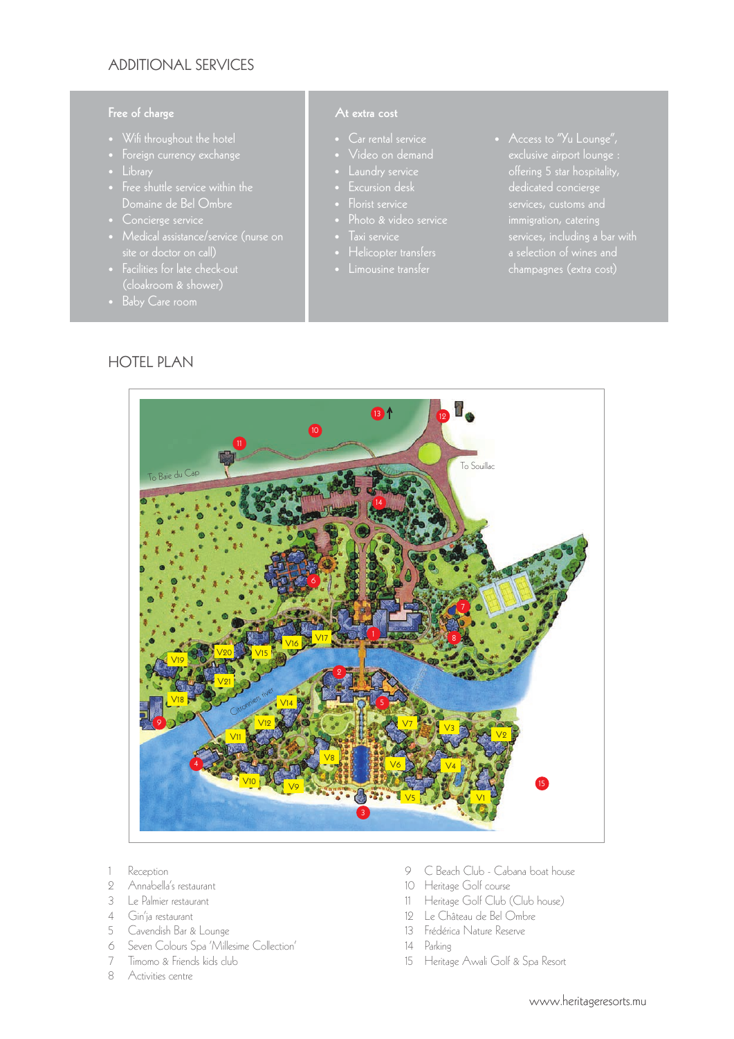## ADDITIONAL SERVICES

### Free of charge

- Wifi throughout the hotel
- Foreign currency exchange
- Library
- Free shuttle service within the Domaine de Bel Ombre
- Concierge service
- Medical assistance/service (nurse on site or doctor on call)
- Facilities for late check-out (cloakroom & shower)
- Baby Care room

### At extra cost

- Car rental service
- Video on demand
- Laundry service
- Excursion desk
- Florist service
- Photo & video service
- Taxi service
- Helicopter transfers
- Limousine transfer
- Access to "Yu Lounge", exclusive airport lounge : offering 5 star hospitality, dedicated concierge services, customs and immigration, catering services, including a bar with a selection of wines and champagnes (extra cost)

## HOTEL PLAN

1 Reception
2 Annabella's restaurant
3 Le Palmier restaurant
4 Gin'ja restaurant
5 Cavendish Bar & Lounge
6 Seven Colours Spa 'Millesime Collection'
7 Timomo & Friends kids club
8 Activities centre
9 C Beach Club - Cabana boat house
10 Heritage Golf course
11 Heritage Golf Club (Club house)
12 Le Château de Bel Ombre
13 Frédérica Nature Reserve
14 Parking
15 Heritage Awali Golf & Spa Resort

www.heritageresorts.mu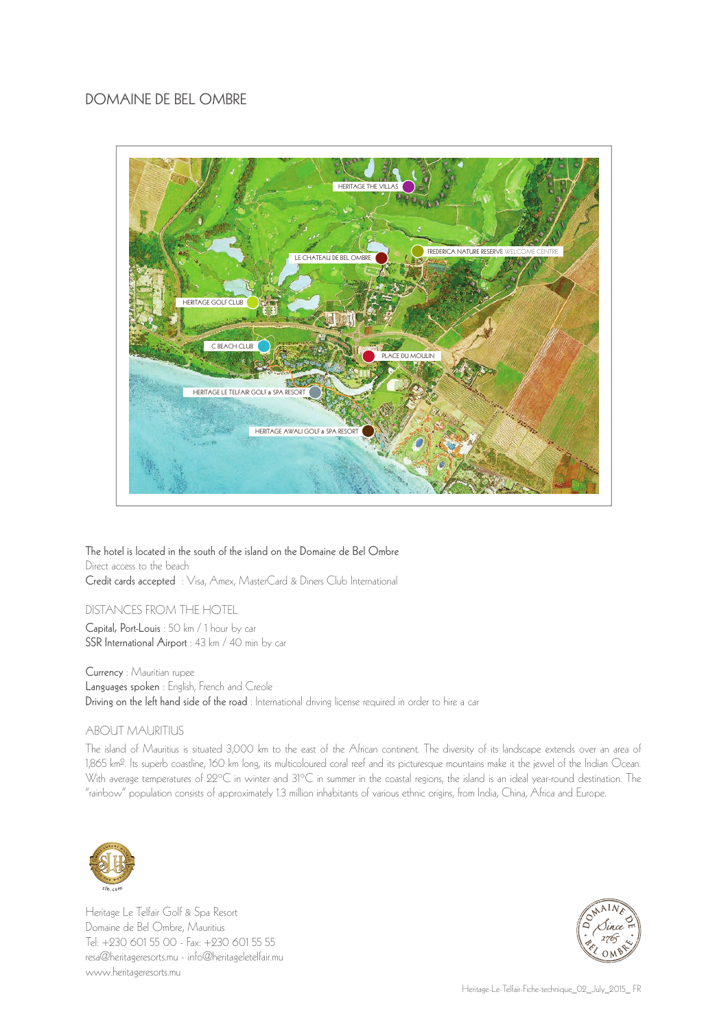# DOMAINE DE BEL OMBRE

HERITAGE THE VILLAS

FREDERICA NATURE RESERVE WELCOME CENTRE

LE CHATEAU DE BEL OMBRE

HERITAGE GOLF CLUB

C BEACH CLUB

PLACE DU MOULIN

HERITAGE LE TELFAIR GOLF & SPA RESORT

HERITAGE AWALI GOLF & SPA RESORT

The hotel is located in the south of the island on the Domaine de Bel Ombre
Direct access to the beach
Credit cards accepted : Visa, Amex, MasterCard & Diners Club International

## DISTANCES FROM THE HOTEL

Capital, Port-Louis : 50 km / 1 hour by car
SSR International Airport : 43 km / 40 min by car

Currency : Mauritian rupee
Languages spoken : English, French and Creole
Driving on the left hand side of the road : International driving license required in order to hire a car

## ABOUT MAURITIUS

The island of Mauritius is situated 3,000 km to the east of the African continent. The diversity of its landscape extends over an area of 1,865 km². Its superb coastline, 160 km long, its multicoloured coral reef and its picturesque mountains make it the jewel of the Indian Ocean. With average temperatures of 22°C in winter and 31°C in summer in the coastal regions, the island is an ideal year-round destination. The "rainbow" population consists of approximately 1.3 million inhabitants of various ethnic origins, from India, China, Africa and Europe.

slh.com

Heritage Le Telfair Golf & Spa Resort
Domaine de Bel Ombre, Mauritius
Tel: +230 601 55 00 - Fax: +230 601 55 55
resa@heritageresorts.mu - info@heritageletelfair.mu
www.heritageresorts.mu

Domaine de Bel Ombre — Since 1765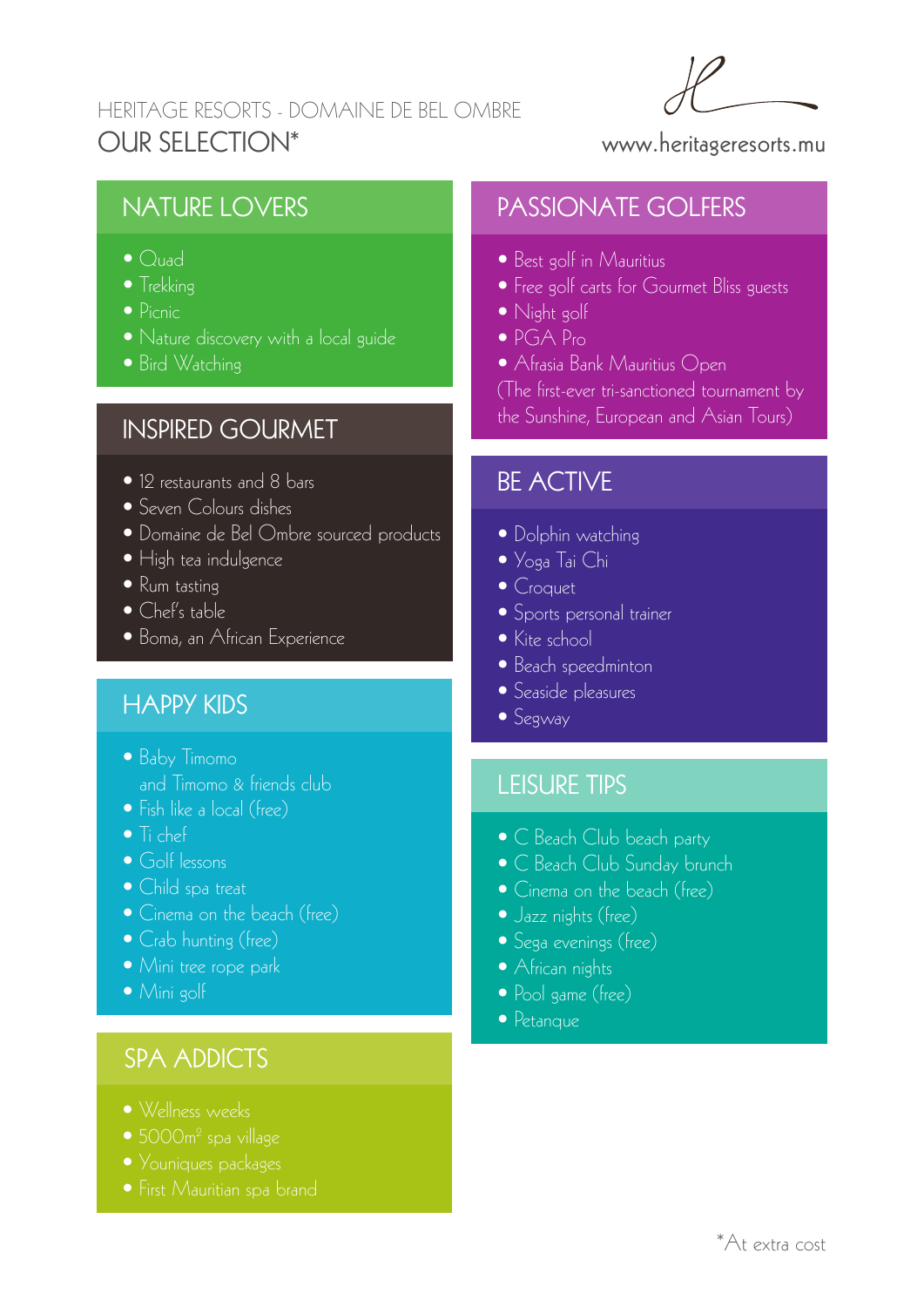HERITAGE RESORTS - DOMAINE DE BEL OMBRE

# OUR SELECTION*

www.heritageresorts.mu

## NATURE LOVERS

- Quad
- Trekking
- Picnic
- Nature discovery with a local guide
- Bird Watching

## INSPIRED GOURMET

- 12 restaurants and 8 bars
- Seven Colours dishes
- Domaine de Bel Ombre sourced products
- High tea indulgence
- Rum tasting
- Chef's table
- Boma, an African Experience

## HAPPY KIDS

- Baby Timomo and Timomo & friends club
- Fish like a local (free)
- Ti chef
- Golf lessons
- Child spa treat
- Cinema on the beach (free)
- Crab hunting (free)
- Mini tree rope park
- Mini golf

## SPA ADDICTS

- Wellness weeks
- 5000m² spa village
- Youniques packages
- First Mauritian spa brand

## PASSIONATE GOLFERS

- Best golf in Mauritius
- Free golf carts for Gourmet Bliss guests
- Night golf
- PGA Pro
- Afrasia Bank Mauritius Open

(The first-ever tri-sanctioned tournament by the Sunshine, European and Asian Tours)

## BE ACTIVE

- Dolphin watching
- Yoga Tai Chi
- Croquet
- Sports personal trainer
- Kite school
- Beach speedminton
- Seaside pleasures
- Segway

## LEISURE TIPS

- C Beach Club beach party
- C Beach Club Sunday brunch
- Cinema on the beach (free)
- Jazz nights (free)
- Sega evenings (free)
- African nights
- Pool game (free)
- Petanque

*At extra cost